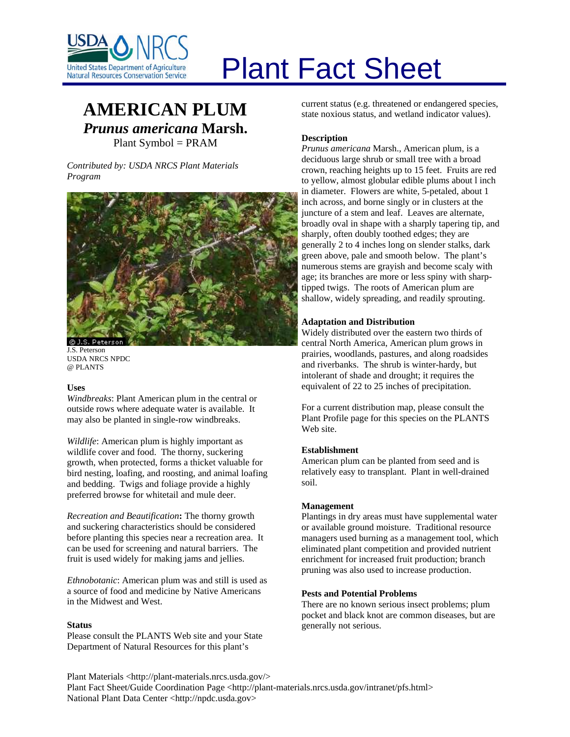# Plant Fact Sheet

USDA NRCS
United States Department of Agriculture
Natural Resources Conservation Service

## AMERICAN PLUM
## *Prunus americana* Marsh.

Plant Symbol = PRAM

*Contributed by: USDA NRCS Plant Materials Program*

J.S. Peterson
USDA NRCS NPDC
@ PLANTS

### Uses

*Windbreaks*: Plant American plum in the central or outside rows where adequate water is available. It may also be planted in single-row windbreaks.

*Wildlife*: American plum is highly important as wildlife cover and food. The thorny, suckering growth, when protected, forms a thicket valuable for bird nesting, loafing, and roosting, and animal loafing and bedding. Twigs and foliage provide a highly preferred browse for whitetail and mule deer.

*Recreation and Beautification***:** The thorny growth and suckering characteristics should be considered before planting this species near a recreation area. It can be used for screening and natural barriers. The fruit is used widely for making jams and jellies.

*Ethnobotanic*: American plum was and still is used as a source of food and medicine by Native Americans in the Midwest and West.

### Status

Please consult the PLANTS Web site and your State Department of Natural Resources for this plant's current status (e.g. threatened or endangered species, state noxious status, and wetland indicator values).

### Description

*Prunus americana* Marsh., American plum, is a deciduous large shrub or small tree with a broad crown, reaching heights up to 15 feet. Fruits are red to yellow, almost globular edible plums about l inch in diameter. Flowers are white, 5-petaled, about 1 inch across, and borne singly or in clusters at the juncture of a stem and leaf. Leaves are alternate, broadly oval in shape with a sharply tapering tip, and sharply, often doubly toothed edges; they are generally 2 to 4 inches long on slender stalks, dark green above, pale and smooth below. The plant's numerous stems are grayish and become scaly with age; its branches are more or less spiny with sharp-tipped twigs. The roots of American plum are shallow, widely spreading, and readily sprouting.

### Adaptation and Distribution

Widely distributed over the eastern two thirds of central North America, American plum grows in prairies, woodlands, pastures, and along roadsides and riverbanks. The shrub is winter-hardy, but intolerant of shade and drought; it requires the equivalent of 22 to 25 inches of precipitation.

For a current distribution map, please consult the Plant Profile page for this species on the PLANTS Web site.

### Establishment

American plum can be planted from seed and is relatively easy to transplant. Plant in well-drained soil.

### Management

Plantings in dry areas must have supplemental water or available ground moisture. Traditional resource managers used burning as a management tool, which eliminated plant competition and provided nutrient enrichment for increased fruit production; branch pruning was also used to increase production.

### Pests and Potential Problems

There are no known serious insect problems; plum pocket and black knot are common diseases, but are generally not serious.

Plant Materials <http://plant-materials.nrcs.usda.gov/>
Plant Fact Sheet/Guide Coordination Page <http://plant-materials.nrcs.usda.gov/intranet/pfs.html>
National Plant Data Center <http://npdc.usda.gov>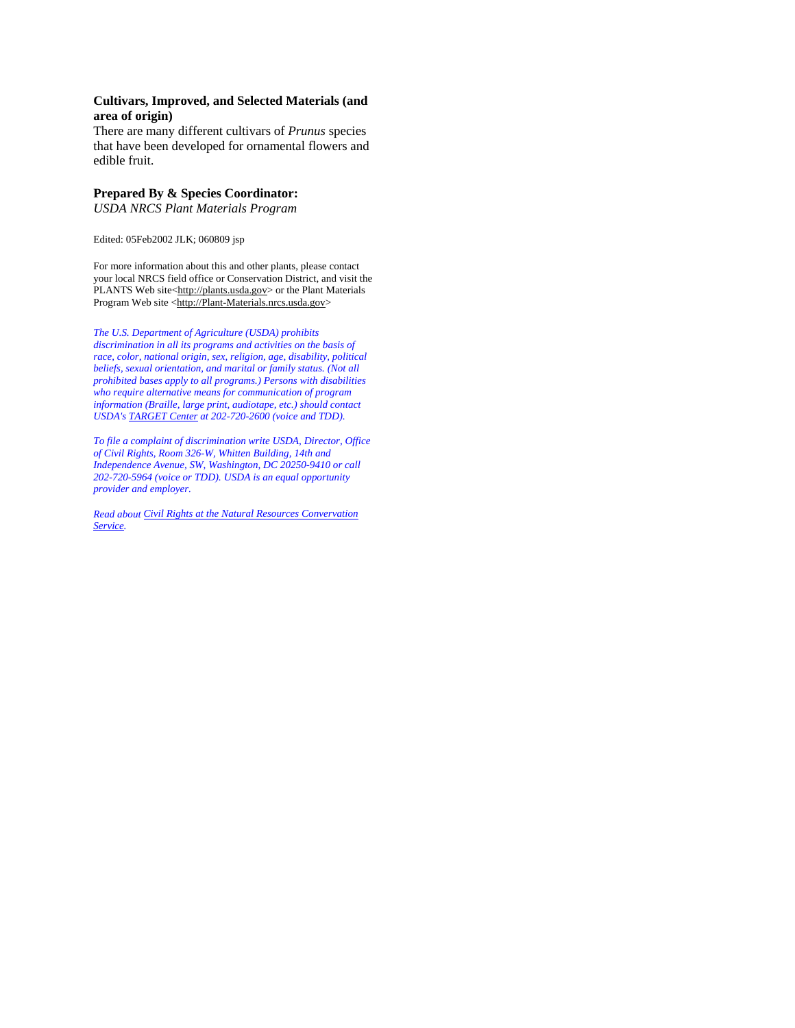**Cultivars, Improved, and Selected Materials (and area of origin)**

There are many different cultivars of *Prunus* species that have been developed for ornamental flowers and edible fruit.

**Prepared By & Species Coordinator:**

*USDA NRCS Plant Materials Program*

Edited: 05Feb2002 JLK; 060809 jsp

For more information about this and other plants, please contact your local NRCS field office or Conservation District, and visit the PLANTS Web site<http://plants.usda.gov> or the Plant Materials Program Web site <http://Plant-Materials.nrcs.usda.gov>

*The U.S. Department of Agriculture (USDA) prohibits discrimination in all its programs and activities on the basis of race, color, national origin, sex, religion, age, disability, political beliefs, sexual orientation, and marital or family status. (Not all prohibited bases apply to all programs.) Persons with disabilities who require alternative means for communication of program information (Braille, large print, audiotape, etc.) should contact USDA's TARGET Center at 202-720-2600 (voice and TDD).*

*To file a complaint of discrimination write USDA, Director, Office of Civil Rights, Room 326-W, Whitten Building, 14th and Independence Avenue, SW, Washington, DC 20250-9410 or call 202-720-5964 (voice or TDD). USDA is an equal opportunity provider and employer.*

*Read about Civil Rights at the Natural Resources Convervation Service.*